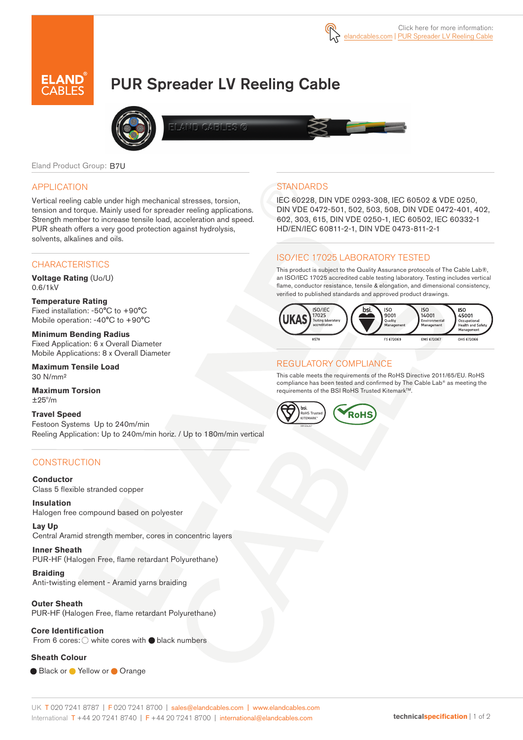Click here for more information: elandcables.com | PUR Spreader LV Reeling Cable

# PUR Spreader LV Reeling Cable

Eland Product Group: B7U

## APPLICATION

Vertical reeling cable under high mechanical stresses, torsion, tension and torque. Mainly used for spreader reeling applications. Strength member to increase tensile load, acceleration and speed. PUR sheath offers a very good protection against hydrolysis, solvents, alkalines and oils.

## CHARACTERISTICS

**Voltage Rating** (Uo/U)
0.6/1kV

**Temperature Rating**
Fixed installation: -50°C to +90°C
Mobile operation: -40°C to +90°C

**Minimum Bending Radius**
Fixed Application: 6 x Overall Diameter
Mobile Applications: 8 x Overall Diameter

**Maximum Tensile Load**
30 N/mm²

**Maximum Torsion**
±25°/m

**Travel Speed**
Festoon Systems Up to 240m/min
Reeling Application: Up to 240m/min horiz. / Up to 180m/min vertical

## CONSTRUCTION

**Conductor**
Class 5 flexible stranded copper

**Insulation**
Halogen free compound based on polyester

**Lay Up**
Central Aramid strength member, cores in concentric layers

**Inner Sheath**
PUR-HF (Halogen Free, flame retardant Polyurethane)

**Braiding**
Anti-twisting element - Aramid yarns braiding

**Outer Sheath**
PUR-HF (Halogen Free, flame retardant Polyurethane)

**Core Identification**
From 6 cores: ○ white cores with ● black numbers

**Sheath Colour**

● Black or ● Yellow or ● Orange

## STANDARDS

IEC 60228, DIN VDE 0293-308, IEC 60502 & VDE 0250, DIN VDE 0472-501, 502, 503, 508, DIN VDE 0472-401, 402, 602, 303, 615, DIN VDE 0250-1, IEC 60502, IEC 60332-1 HD/EN/IEC 60811-2-1, DIN VDE 0473-811-2-1

## ISO/IEC 17025 LABORATORY TESTED

This product is subject to the Quality Assurance protocols of The Cable Lab®, an ISO/IEC 17025 accredited cable testing laboratory. Testing includes vertical flame, conductor resistance, tensile & elongation, and dimensional consistency, verified to published standards and approved product drawings.

UKAS ISO/IEC 17025 Testing laboratory accreditation 8578 | bsi. ISO 9001 Quality Management FS 672069 | ISO 14001 Environmental Management EMS 672067 | ISO 45001 Occupational Health and Safety Management OHS 672066

## REGULATORY COMPLIANCE

This cable meets the requirements of the RoHS Directive 2011/65/EU. RoHS compliance has been tested and confirmed by The Cable Lab® as meeting the requirements of the BSI RoHS Trusted Kitemark™.

bsi. RoHS Trusted KITEMARK™ | RoHS

UK T 020 7241 8787 | F 020 7241 8700 | sales@elandcables.com | www.elandcables.com
International T +44 20 7241 8740 | F +44 20 7241 8700 | international@elandcables.com

technicalspecification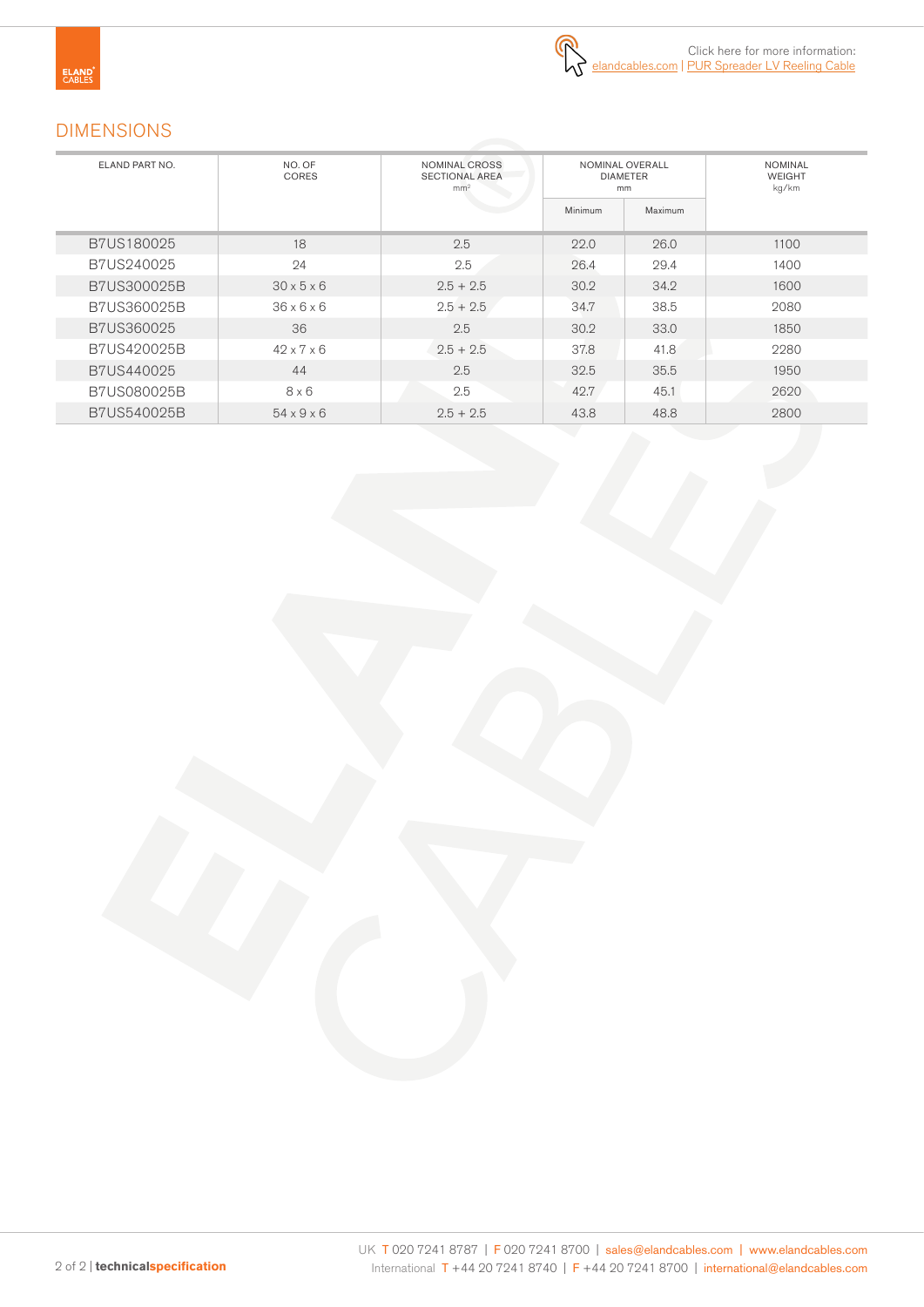Click here for more information: elandcables.com | PUR Spreader LV Reeling Cable

## DIMENSIONS

| ELAND PART NO. | NO. OF CORES | NOMINAL CROSS SECTIONAL AREA mm² | NOMINAL OVERALL DIAMETER mm | | NOMINAL WEIGHT kg/km |
|---|---|---|---|---|---|
| | | | Minimum | Maximum | |
| B7US180025 | 18 | 2.5 | 22.0 | 26.0 | 1100 |
| B7US240025 | 24 | 2.5 | 26.4 | 29.4 | 1400 |
| B7US300025B | 30 x 5 x 6 | 2.5 + 2.5 | 30.2 | 34.2 | 1600 |
| B7US360025B | 36 x 6 x 6 | 2.5 + 2.5 | 34.7 | 38.5 | 2080 |
| B7US360025 | 36 | 2.5 | 30.2 | 33.0 | 1850 |
| B7US420025B | 42 x 7 x 6 | 2.5 + 2.5 | 37.8 | 41.8 | 2280 |
| B7US440025 | 44 | 2.5 | 32.5 | 35.5 | 1950 |
| B7US080025B | 8 x 6 | 2.5 | 42.7 | 45.1 | 2620 |
| B7US540025B | 54 x 9 x 6 | 2.5 + 2.5 | 43.8 | 48.8 | 2800 |

UK T 020 7241 8787 | F 020 7241 8700 | sales@elandcables.com | www.elandcables.com
International T +44 20 7241 8740 | F +44 20 7241 8700 | international@elandcables.com